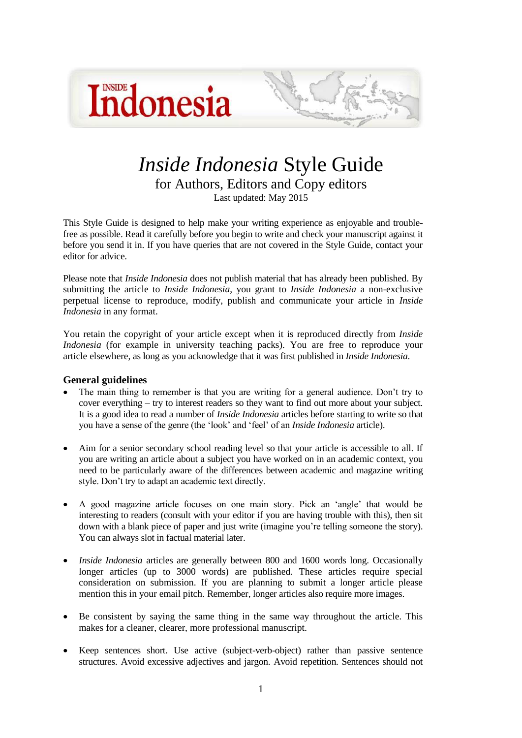# *Inside Indonesia* Style Guide

for Authors, Editors and Copy editors

Last updated: May 2015

This Style Guide is designed to help make your writing experience as enjoyable and trouble-free as possible. Read it carefully before you begin to write and check your manuscript against it before you send it in. If you have queries that are not covered in the Style Guide, contact your editor for advice.

Please note that *Inside Indonesia* does not publish material that has already been published. By submitting the article to *Inside Indonesia*, you grant to *Inside Indonesia* a non-exclusive perpetual license to reproduce, modify, publish and communicate your article in *Inside Indonesia* in any format.

You retain the copyright of your article except when it is reproduced directly from *Inside Indonesia* (for example in university teaching packs). You are free to reproduce your article elsewhere, as long as you acknowledge that it was first published in *Inside Indonesia*.

## General guidelines

- The main thing to remember is that you are writing for a general audience. Don't try to cover everything – try to interest readers so they want to find out more about your subject. It is a good idea to read a number of *Inside Indonesia* articles before starting to write so that you have a sense of the genre (the 'look' and 'feel' of an *Inside Indonesia* article).

- Aim for a senior secondary school reading level so that your article is accessible to all. If you are writing an article about a subject you have worked on in an academic context, you need to be particularly aware of the differences between academic and magazine writing style. Don't try to adapt an academic text directly.

- A good magazine article focuses on one main story. Pick an 'angle' that would be interesting to readers (consult with your editor if you are having trouble with this), then sit down with a blank piece of paper and just write (imagine you're telling someone the story). You can always slot in factual material later.

- *Inside Indonesia* articles are generally between 800 and 1600 words long. Occasionally longer articles (up to 3000 words) are published. These articles require special consideration on submission. If you are planning to submit a longer article please mention this in your email pitch. Remember, longer articles also require more images.

- Be consistent by saying the same thing in the same way throughout the article. This makes for a cleaner, clearer, more professional manuscript.

- Keep sentences short. Use active (subject-verb-object) rather than passive sentence structures. Avoid excessive adjectives and jargon. Avoid repetition. Sentences should not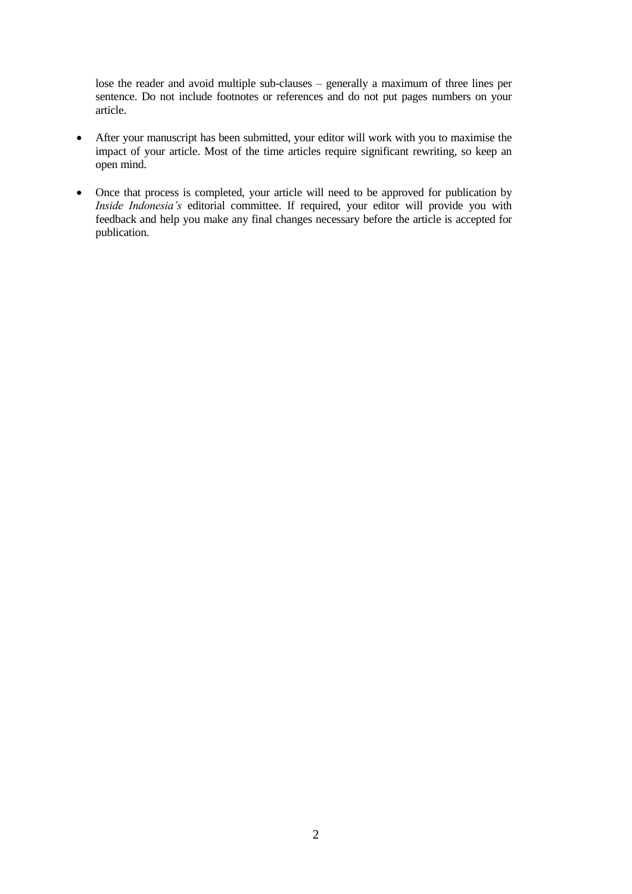lose the reader and avoid multiple sub-clauses – generally a maximum of three lines per sentence. Do not include footnotes or references and do not put pages numbers on your article.

- After your manuscript has been submitted, your editor will work with you to maximise the impact of your article. Most of the time articles require significant rewriting, so keep an open mind.

- Once that process is completed, your article will need to be approved for publication by *Inside Indonesia's* editorial committee. If required, your editor will provide you with feedback and help you make any final changes necessary before the article is accepted for publication.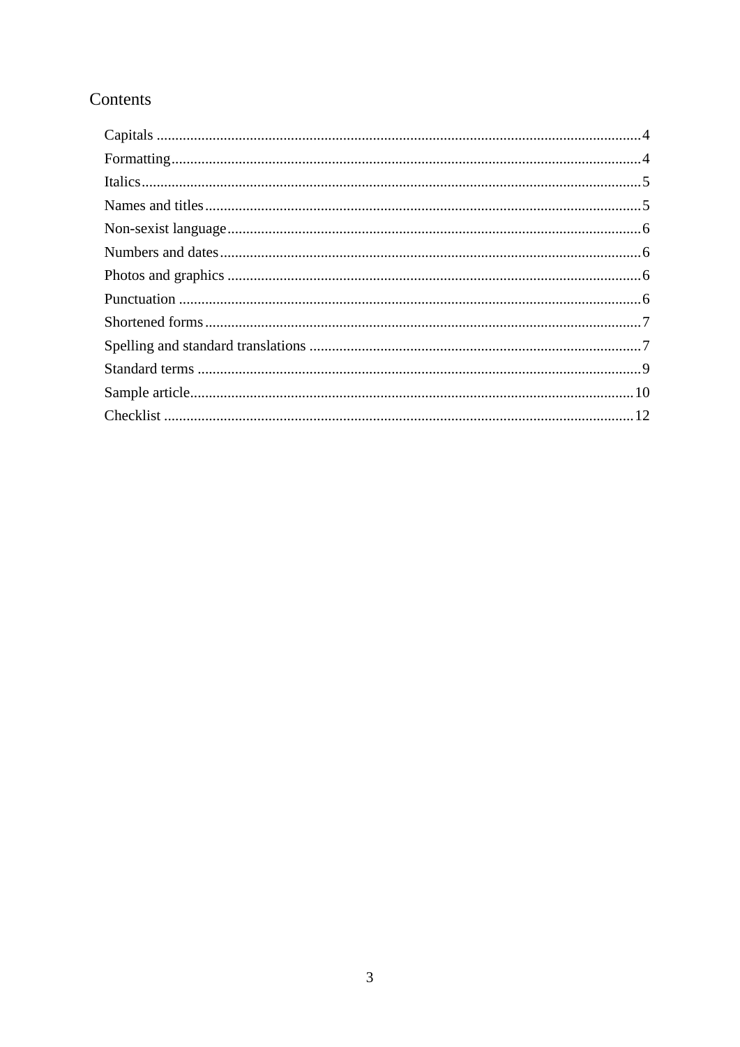# Contents

- Capitals ... 4
- Formatting ... 4
- Italics ... 5
- Names and titles ... 5
- Non-sexist language ... 6
- Numbers and dates ... 6
- Photos and graphics ... 6
- Punctuation ... 6
- Shortened forms ... 7
- Spelling and standard translations ... 7
- Standard terms ... 9
- Sample article ... 10
- Checklist ... 12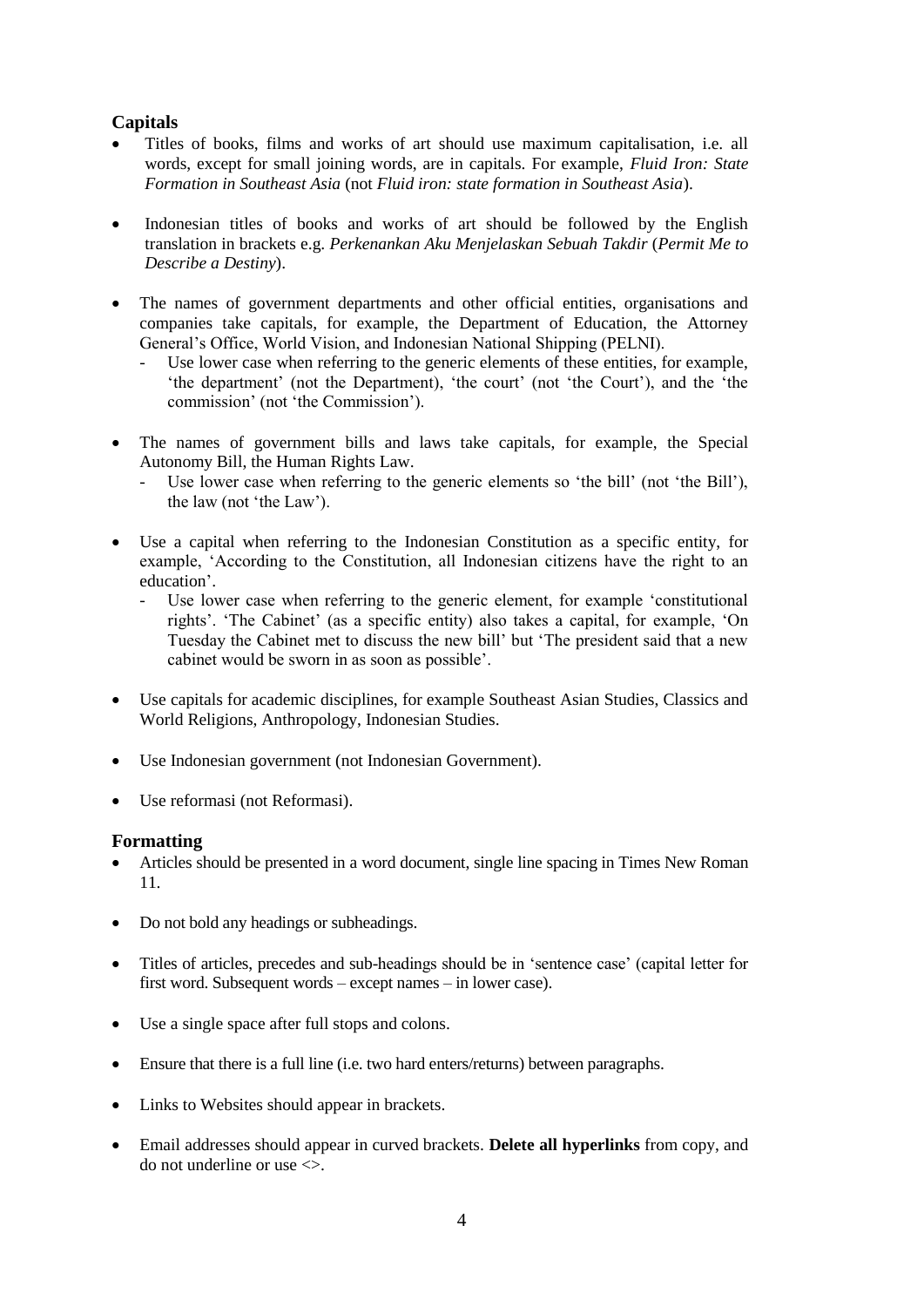## Capitals

- Titles of books, films and works of art should use maximum capitalisation, i.e. all words, except for small joining words, are in capitals. For example, *Fluid Iron: State Formation in Southeast Asia* (not *Fluid iron: state formation in Southeast Asia*).

- Indonesian titles of books and works of art should be followed by the English translation in brackets e.g. *Perkenankan Aku Menjelaskan Sebuah Takdir* (*Permit Me to Describe a Destiny*).

- The names of government departments and other official entities, organisations and companies take capitals, for example, the Department of Education, the Attorney General's Office, World Vision, and Indonesian National Shipping (PELNI).
  - Use lower case when referring to the generic elements of these entities, for example, 'the department' (not the Department), 'the court' (not 'the Court'), and the 'the commission' (not 'the Commission').

- The names of government bills and laws take capitals, for example, the Special Autonomy Bill, the Human Rights Law.
  - Use lower case when referring to the generic elements so 'the bill' (not 'the Bill'), the law (not 'the Law').

- Use a capital when referring to the Indonesian Constitution as a specific entity, for example, 'According to the Constitution, all Indonesian citizens have the right to an education'.
  - Use lower case when referring to the generic element, for example 'constitutional rights'. 'The Cabinet' (as a specific entity) also takes a capital, for example, 'On Tuesday the Cabinet met to discuss the new bill' but 'The president said that a new cabinet would be sworn in as soon as possible'.

- Use capitals for academic disciplines, for example Southeast Asian Studies, Classics and World Religions, Anthropology, Indonesian Studies.

- Use Indonesian government (not Indonesian Government).

- Use reformasi (not Reformasi).

## Formatting

- Articles should be presented in a word document, single line spacing in Times New Roman 11.

- Do not bold any headings or subheadings.

- Titles of articles, precedes and sub-headings should be in 'sentence case' (capital letter for first word. Subsequent words – except names – in lower case).

- Use a single space after full stops and colons.

- Ensure that there is a full line (i.e. two hard enters/returns) between paragraphs.

- Links to Websites should appear in brackets.

- Email addresses should appear in curved brackets. **Delete all hyperlinks** from copy, and do not underline or use <>.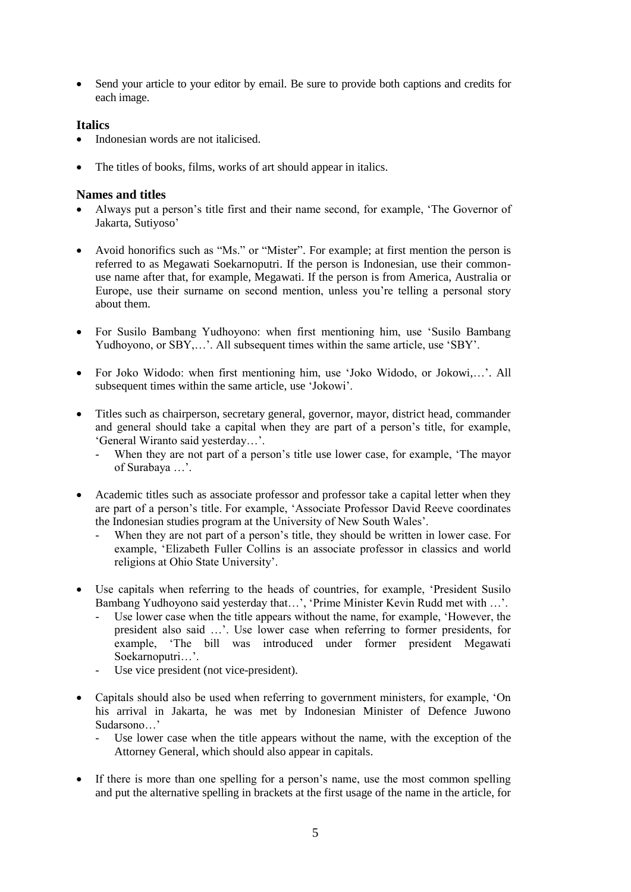- Send your article to your editor by email. Be sure to provide both captions and credits for each image.

### Italics

- Indonesian words are not italicised.
- The titles of books, films, works of art should appear in italics.

### Names and titles

- Always put a person's title first and their name second, for example, 'The Governor of Jakarta, Sutiyoso'
- Avoid honorifics such as "Ms." or "Mister". For example; at first mention the person is referred to as Megawati Soekarnoputri. If the person is Indonesian, use their common-use name after that, for example, Megawati. If the person is from America, Australia or Europe, use their surname on second mention, unless you're telling a personal story about them.
- For Susilo Bambang Yudhoyono: when first mentioning him, use 'Susilo Bambang Yudhoyono, or SBY,…'. All subsequent times within the same article, use 'SBY'.
- For Joko Widodo: when first mentioning him, use 'Joko Widodo, or Jokowi,…'. All subsequent times within the same article, use 'Jokowi'.
- Titles such as chairperson, secretary general, governor, mayor, district head, commander and general should take a capital when they are part of a person's title, for example, 'General Wiranto said yesterday…'.
  - When they are not part of a person's title use lower case, for example, 'The mayor of Surabaya …'.
- Academic titles such as associate professor and professor take a capital letter when they are part of a person's title. For example, 'Associate Professor David Reeve coordinates the Indonesian studies program at the University of New South Wales'.
  - When they are not part of a person's title, they should be written in lower case. For example, 'Elizabeth Fuller Collins is an associate professor in classics and world religions at Ohio State University'.
- Use capitals when referring to the heads of countries, for example, 'President Susilo Bambang Yudhoyono said yesterday that…', 'Prime Minister Kevin Rudd met with …'.
  - Use lower case when the title appears without the name, for example, 'However, the president also said …'. Use lower case when referring to former presidents, for example, 'The bill was introduced under former president Megawati Soekarnoputri…'.
  - Use vice president (not vice-president).
- Capitals should also be used when referring to government ministers, for example, 'On his arrival in Jakarta, he was met by Indonesian Minister of Defence Juwono Sudarsono…'
  - Use lower case when the title appears without the name, with the exception of the Attorney General, which should also appear in capitals.
- If there is more than one spelling for a person's name, use the most common spelling and put the alternative spelling in brackets at the first usage of the name in the article, for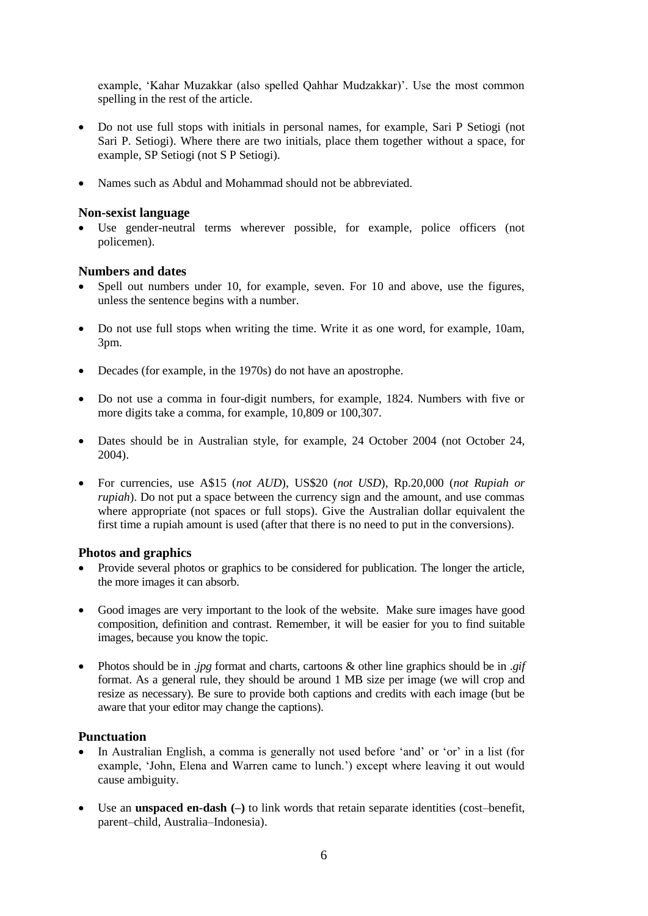example, 'Kahar Muzakkar (also spelled Qahhar Mudzakkar)'. Use the most common spelling in the rest of the article.

- Do not use full stops with initials in personal names, for example, Sari P Setiogi (not Sari P. Setiogi). Where there are two initials, place them together without a space, for example, SP Setiogi (not S P Setiogi).

- Names such as Abdul and Mohammad should not be abbreviated.

### Non-sexist language

- Use gender-neutral terms wherever possible, for example, police officers (not policemen).

### Numbers and dates

- Spell out numbers under 10, for example, seven. For 10 and above, use the figures, unless the sentence begins with a number.

- Do not use full stops when writing the time. Write it as one word, for example, 10am, 3pm.

- Decades (for example, in the 1970s) do not have an apostrophe.

- Do not use a comma in four-digit numbers, for example, 1824. Numbers with five or more digits take a comma, for example, 10,809 or 100,307.

- Dates should be in Australian style, for example, 24 October 2004 (not October 24, 2004).

- For currencies, use A$15 (*not AUD*), US$20 (*not USD*), Rp.20,000 (*not Rupiah or rupiah*). Do not put a space between the currency sign and the amount, and use commas where appropriate (not spaces or full stops). Give the Australian dollar equivalent the first time a rupiah amount is used (after that there is no need to put in the conversions).

### Photos and graphics

- Provide several photos or graphics to be considered for publication. The longer the article, the more images it can absorb.

- Good images are very important to the look of the website. Make sure images have good composition, definition and contrast. Remember, it will be easier for you to find suitable images, because you know the topic.

- Photos should be in *.jpg* format and charts, cartoons & other line graphics should be in *.gif* format. As a general rule, they should be around 1 MB size per image (we will crop and resize as necessary). Be sure to provide both captions and credits with each image (but be aware that your editor may change the captions).

### Punctuation

- In Australian English, a comma is generally not used before 'and' or 'or' in a list (for example, 'John, Elena and Warren came to lunch.') except where leaving it out would cause ambiguity.

- Use an **unspaced en-dash (–)** to link words that retain separate identities (cost–benefit, parent–child, Australia–Indonesia).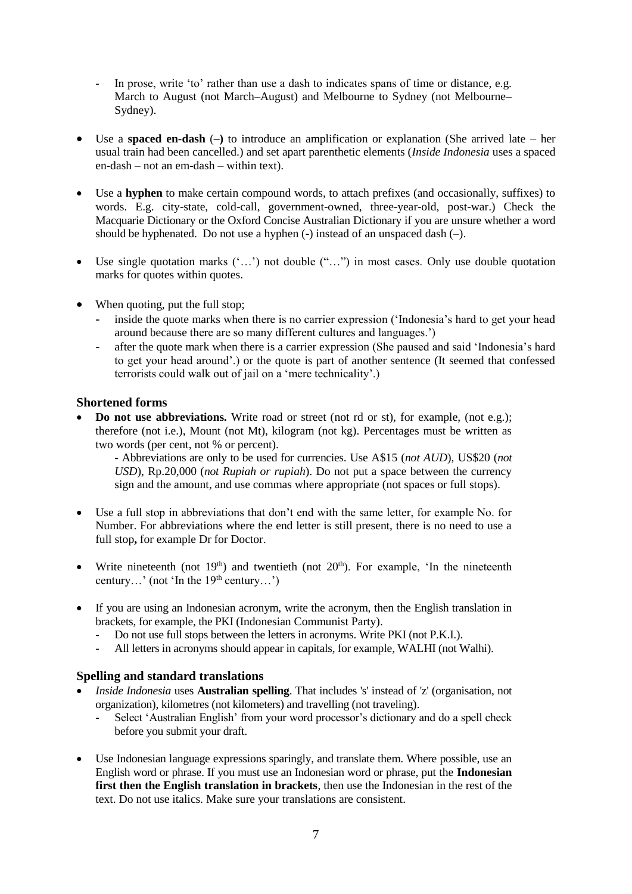- In prose, write 'to' rather than use a dash to indicates spans of time or distance, e.g. March to August (not March–August) and Melbourne to Sydney (not Melbourne–Sydney).

- Use a **spaced en-dash** (**–)** to introduce an amplification or explanation (She arrived late – her usual train had been cancelled.) and set apart parenthetic elements (*Inside Indonesia* uses a spaced en-dash – not an em-dash – within text).

- Use a **hyphen** to make certain compound words, to attach prefixes (and occasionally, suffixes) to words. E.g. city-state, cold-call, government-owned, three-year-old, post-war.) Check the Macquarie Dictionary or the Oxford Concise Australian Dictionary if you are unsure whether a word should be hyphenated. Do not use a hyphen (-) instead of an unspaced dash (–).

- Use single quotation marks ('…') not double ("…") in most cases. Only use double quotation marks for quotes within quotes.

- When quoting, put the full stop;
  - inside the quote marks when there is no carrier expression ('Indonesia's hard to get your head around because there are so many different cultures and languages.')
  - after the quote mark when there is a carrier expression (She paused and said 'Indonesia's hard to get your head around'.) or the quote is part of another sentence (It seemed that confessed terrorists could walk out of jail on a 'mere technicality'.)

### Shortened forms

- **Do not use abbreviations.** Write road or street (not rd or st), for example, (not e.g.); therefore (not i.e.), Mount (not Mt), kilogram (not kg). Percentages must be written as two words (per cent, not % or percent).

  - Abbreviations are only to be used for currencies. Use A$15 (*not AUD*), US$20 (*not USD*), Rp.20,000 (*not Rupiah or rupiah*). Do not put a space between the currency sign and the amount, and use commas where appropriate (not spaces or full stops).

- Use a full stop in abbreviations that don't end with the same letter, for example No. for Number. For abbreviations where the end letter is still present, there is no need to use a full stop**,** for example Dr for Doctor.

- Write nineteenth (not 19th) and twentieth (not 20th). For example, 'In the nineteenth century…' (not 'In the 19th century…')

- If you are using an Indonesian acronym, write the acronym, then the English translation in brackets, for example, the PKI (Indonesian Communist Party).
  - Do not use full stops between the letters in acronyms. Write PKI (not P.K.I.).
  - All letters in acronyms should appear in capitals, for example, WALHI (not Walhi).

### Spelling and standard translations

- *Inside Indonesia* uses **Australian spelling**. That includes 's' instead of 'z' (organisation, not organization), kilometres (not kilometers) and travelling (not traveling).
  - Select 'Australian English' from your word processor's dictionary and do a spell check before you submit your draft.

- Use Indonesian language expressions sparingly, and translate them. Where possible, use an English word or phrase. If you must use an Indonesian word or phrase, put the **Indonesian first then the English translation in brackets**, then use the Indonesian in the rest of the text. Do not use italics. Make sure your translations are consistent.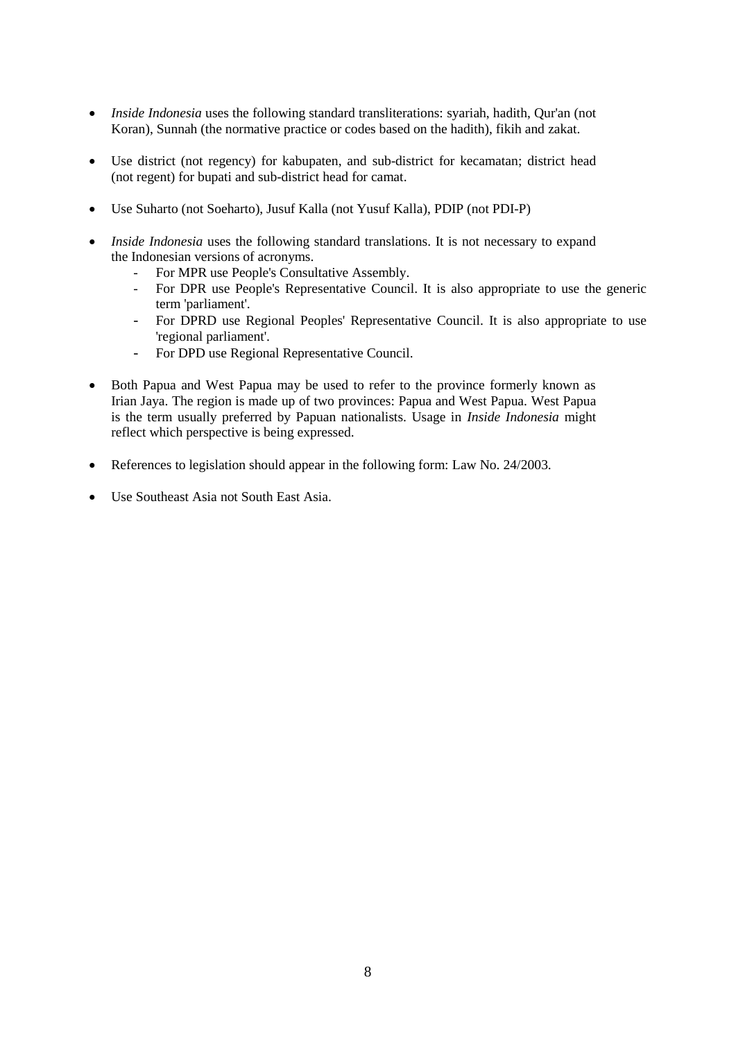- *Inside Indonesia* uses the following standard transliterations: syariah, hadith, Qur'an (not Koran), Sunnah (the normative practice or codes based on the hadith), fikih and zakat.

- Use district (not regency) for kabupaten, and sub-district for kecamatan; district head (not regent) for bupati and sub-district head for camat.

- Use Suharto (not Soeharto), Jusuf Kalla (not Yusuf Kalla), PDIP (not PDI-P)

- *Inside Indonesia* uses the following standard translations. It is not necessary to expand the Indonesian versions of acronyms.
  - For MPR use People's Consultative Assembly.
  - For DPR use People's Representative Council. It is also appropriate to use the generic term 'parliament'.
  - For DPRD use Regional Peoples' Representative Council. It is also appropriate to use 'regional parliament'.
  - For DPD use Regional Representative Council.

- Both Papua and West Papua may be used to refer to the province formerly known as Irian Jaya. The region is made up of two provinces: Papua and West Papua. West Papua is the term usually preferred by Papuan nationalists. Usage in *Inside Indonesia* might reflect which perspective is being expressed.

- References to legislation should appear in the following form: Law No. 24/2003.

- Use Southeast Asia not South East Asia.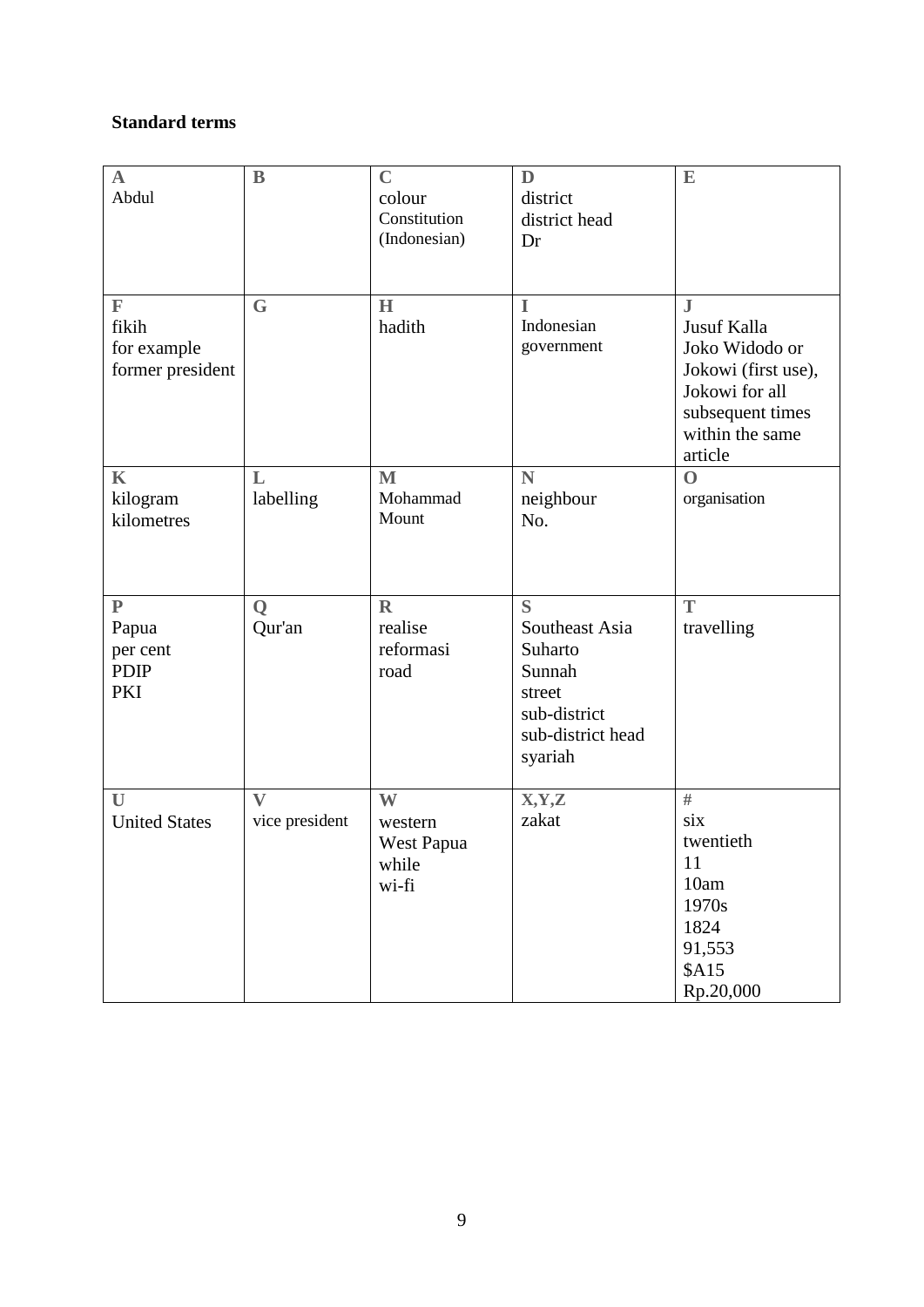**Standard terms**

| A | B | C | D | E |
|---|---|---|---|---|
| Abdul | | colour<br>Constitution (Indonesian) | district<br>district head<br>Dr | |
| **F** | **G** | **H** | **I** | **J** |
| fikih<br>for example<br>former president | | hadith | Indonesian government | Jusuf Kalla<br>Joko Widodo or Jokowi (first use), Jokowi for all subsequent times within the same article |
| **K** | **L** | **M** | **N** | **O** |
| kilogram<br>kilometres | labelling | Mohammad<br>Mount | neighbour<br>No. | organisation |
| **P** | **Q** | **R** | **S** | **T** |
| Papua<br>per cent<br>PDIP<br>PKI | Qur'an | realise<br>reformasi<br>road | Southeast Asia<br>Suharto<br>Sunnah<br>street<br>sub-district<br>sub-district head<br>syariah | travelling |
| **U** | **V** | **W** | **X,Y,Z** | **#** |
| United States | vice president | western<br>West Papua<br>while<br>wi-fi | zakat | six<br>twentieth<br>11<br>10am<br>1970s<br>1824<br>91,553<br>$A15<br>Rp.20,000 |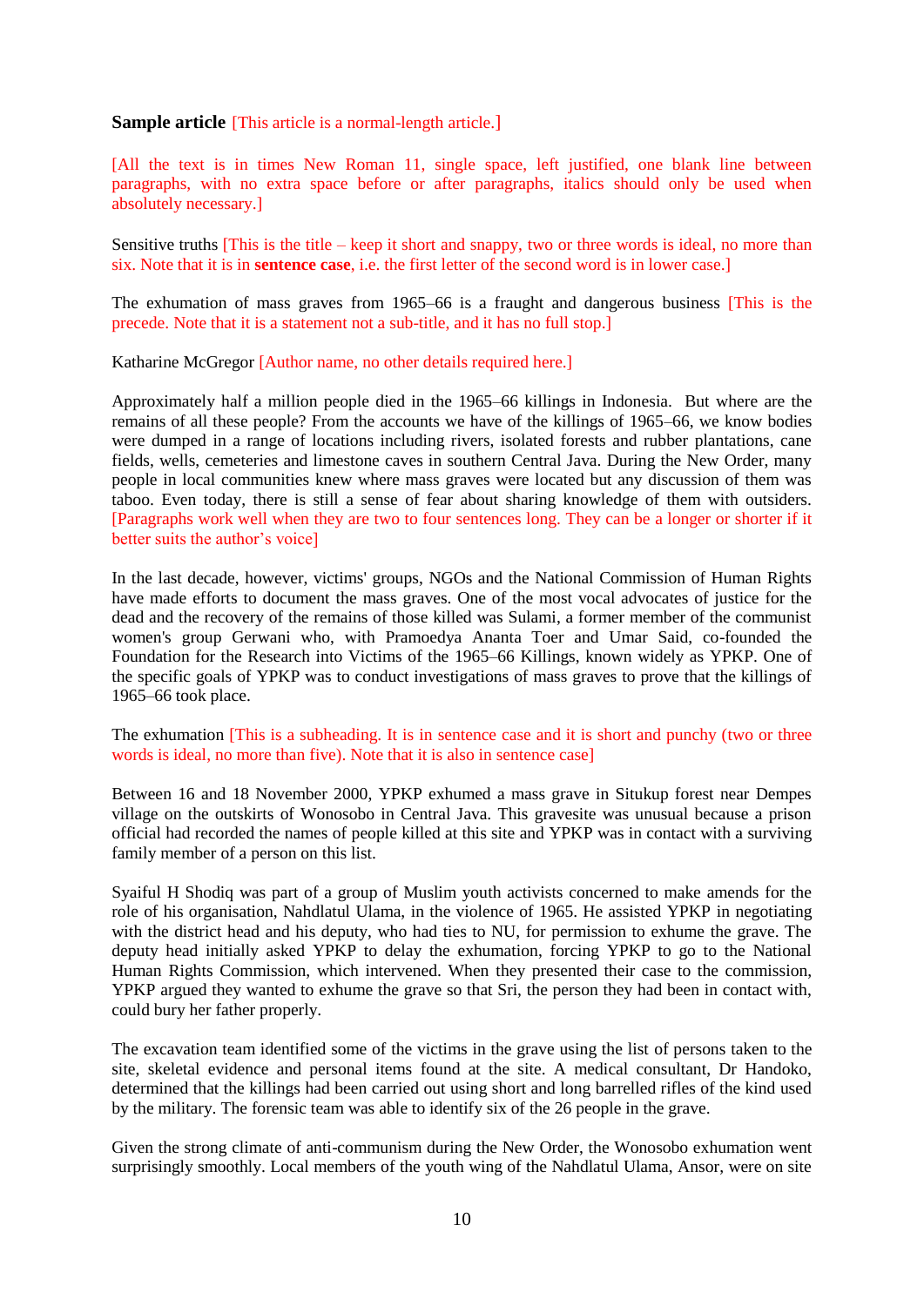**Sample article** [This article is a normal-length article.]

[All the text is in times New Roman 11, single space, left justified, one blank line between paragraphs, with no extra space before or after paragraphs, italics should only be used when absolutely necessary.]

Sensitive truths [This is the title – keep it short and snappy, two or three words is ideal, no more than six. Note that it is in **sentence case**, i.e. the first letter of the second word is in lower case.]

The exhumation of mass graves from 1965–66 is a fraught and dangerous business [This is the precede. Note that it is a statement not a sub-title, and it has no full stop.]

Katharine McGregor [Author name, no other details required here.]

Approximately half a million people died in the 1965–66 killings in Indonesia.  But where are the remains of all these people? From the accounts we have of the killings of 1965–66, we know bodies were dumped in a range of locations including rivers, isolated forests and rubber plantations, cane fields, wells, cemeteries and limestone caves in southern Central Java. During the New Order, many people in local communities knew where mass graves were located but any discussion of them was taboo. Even today, there is still a sense of fear about sharing knowledge of them with outsiders. [Paragraphs work well when they are two to four sentences long. They can be a longer or shorter if it better suits the author's voice]

In the last decade, however, victims' groups, NGOs and the National Commission of Human Rights have made efforts to document the mass graves. One of the most vocal advocates of justice for the dead and the recovery of the remains of those killed was Sulami, a former member of the communist women's group Gerwani who, with Pramoedya Ananta Toer and Umar Said, co-founded the Foundation for the Research into Victims of the 1965–66 Killings, known widely as YPKP. One of the specific goals of YPKP was to conduct investigations of mass graves to prove that the killings of 1965–66 took place.

The exhumation [This is a subheading. It is in sentence case and it is short and punchy (two or three words is ideal, no more than five). Note that it is also in sentence case]

Between 16 and 18 November 2000, YPKP exhumed a mass grave in Situkup forest near Dempes village on the outskirts of Wonosobo in Central Java. This gravesite was unusual because a prison official had recorded the names of people killed at this site and YPKP was in contact with a surviving family member of a person on this list.

Syaiful H Shodiq was part of a group of Muslim youth activists concerned to make amends for the role of his organisation, Nahdlatul Ulama, in the violence of 1965. He assisted YPKP in negotiating with the district head and his deputy, who had ties to NU, for permission to exhume the grave. The deputy head initially asked YPKP to delay the exhumation, forcing YPKP to go to the National Human Rights Commission, which intervened. When they presented their case to the commission, YPKP argued they wanted to exhume the grave so that Sri, the person they had been in contact with, could bury her father properly.

The excavation team identified some of the victims in the grave using the list of persons taken to the site, skeletal evidence and personal items found at the site. A medical consultant, Dr Handoko, determined that the killings had been carried out using short and long barrelled rifles of the kind used by the military. The forensic team was able to identify six of the 26 people in the grave.

Given the strong climate of anti-communism during the New Order, the Wonosobo exhumation went surprisingly smoothly. Local members of the youth wing of the Nahdlatul Ulama, Ansor, were on site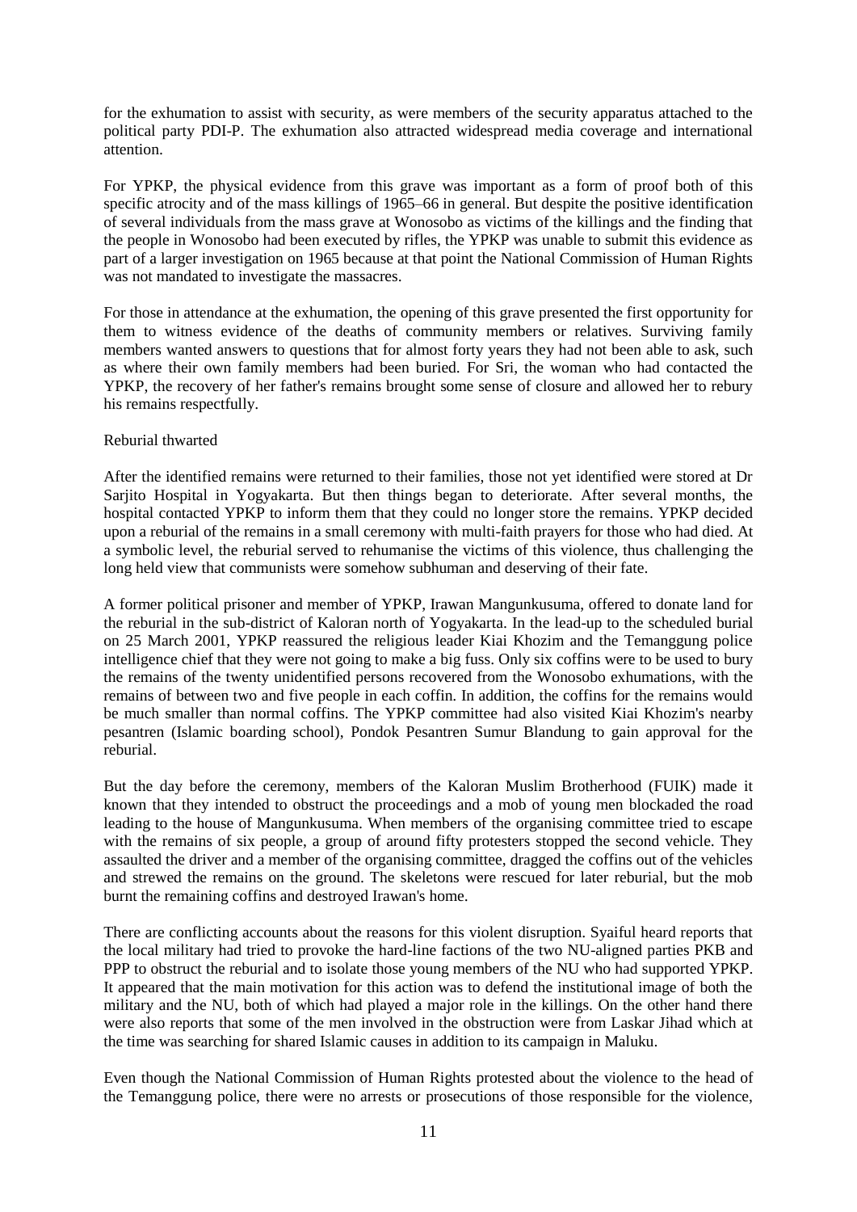for the exhumation to assist with security, as were members of the security apparatus attached to the political party PDI-P. The exhumation also attracted widespread media coverage and international attention.

For YPKP, the physical evidence from this grave was important as a form of proof both of this specific atrocity and of the mass killings of 1965–66 in general. But despite the positive identification of several individuals from the mass grave at Wonosobo as victims of the killings and the finding that the people in Wonosobo had been executed by rifles, the YPKP was unable to submit this evidence as part of a larger investigation on 1965 because at that point the National Commission of Human Rights was not mandated to investigate the massacres.

For those in attendance at the exhumation, the opening of this grave presented the first opportunity for them to witness evidence of the deaths of community members or relatives. Surviving family members wanted answers to questions that for almost forty years they had not been able to ask, such as where their own family members had been buried. For Sri, the woman who had contacted the YPKP, the recovery of her father's remains brought some sense of closure and allowed her to rebury his remains respectfully.

## Reburial thwarted

After the identified remains were returned to their families, those not yet identified were stored at Dr Sarjito Hospital in Yogyakarta. But then things began to deteriorate. After several months, the hospital contacted YPKP to inform them that they could no longer store the remains. YPKP decided upon a reburial of the remains in a small ceremony with multi-faith prayers for those who had died. At a symbolic level, the reburial served to rehumanise the victims of this violence, thus challenging the long held view that communists were somehow subhuman and deserving of their fate.

A former political prisoner and member of YPKP, Irawan Mangunkusuma, offered to donate land for the reburial in the sub-district of Kaloran north of Yogyakarta. In the lead-up to the scheduled burial on 25 March 2001, YPKP reassured the religious leader Kiai Khozim and the Temanggung police intelligence chief that they were not going to make a big fuss. Only six coffins were to be used to bury the remains of the twenty unidentified persons recovered from the Wonosobo exhumations, with the remains of between two and five people in each coffin. In addition, the coffins for the remains would be much smaller than normal coffins. The YPKP committee had also visited Kiai Khozim's nearby pesantren (Islamic boarding school), Pondok Pesantren Sumur Blandung to gain approval for the reburial.

But the day before the ceremony, members of the Kaloran Muslim Brotherhood (FUIK) made it known that they intended to obstruct the proceedings and a mob of young men blockaded the road leading to the house of Mangunkusuma. When members of the organising committee tried to escape with the remains of six people, a group of around fifty protesters stopped the second vehicle. They assaulted the driver and a member of the organising committee, dragged the coffins out of the vehicles and strewed the remains on the ground. The skeletons were rescued for later reburial, but the mob burnt the remaining coffins and destroyed Irawan's home.

There are conflicting accounts about the reasons for this violent disruption. Syaiful heard reports that the local military had tried to provoke the hard-line factions of the two NU-aligned parties PKB and PPP to obstruct the reburial and to isolate those young members of the NU who had supported YPKP. It appeared that the main motivation for this action was to defend the institutional image of both the military and the NU, both of which had played a major role in the killings. On the other hand there were also reports that some of the men involved in the obstruction were from Laskar Jihad which at the time was searching for shared Islamic causes in addition to its campaign in Maluku.

Even though the National Commission of Human Rights protested about the violence to the head of the Temanggung police, there were no arrests or prosecutions of those responsible for the violence,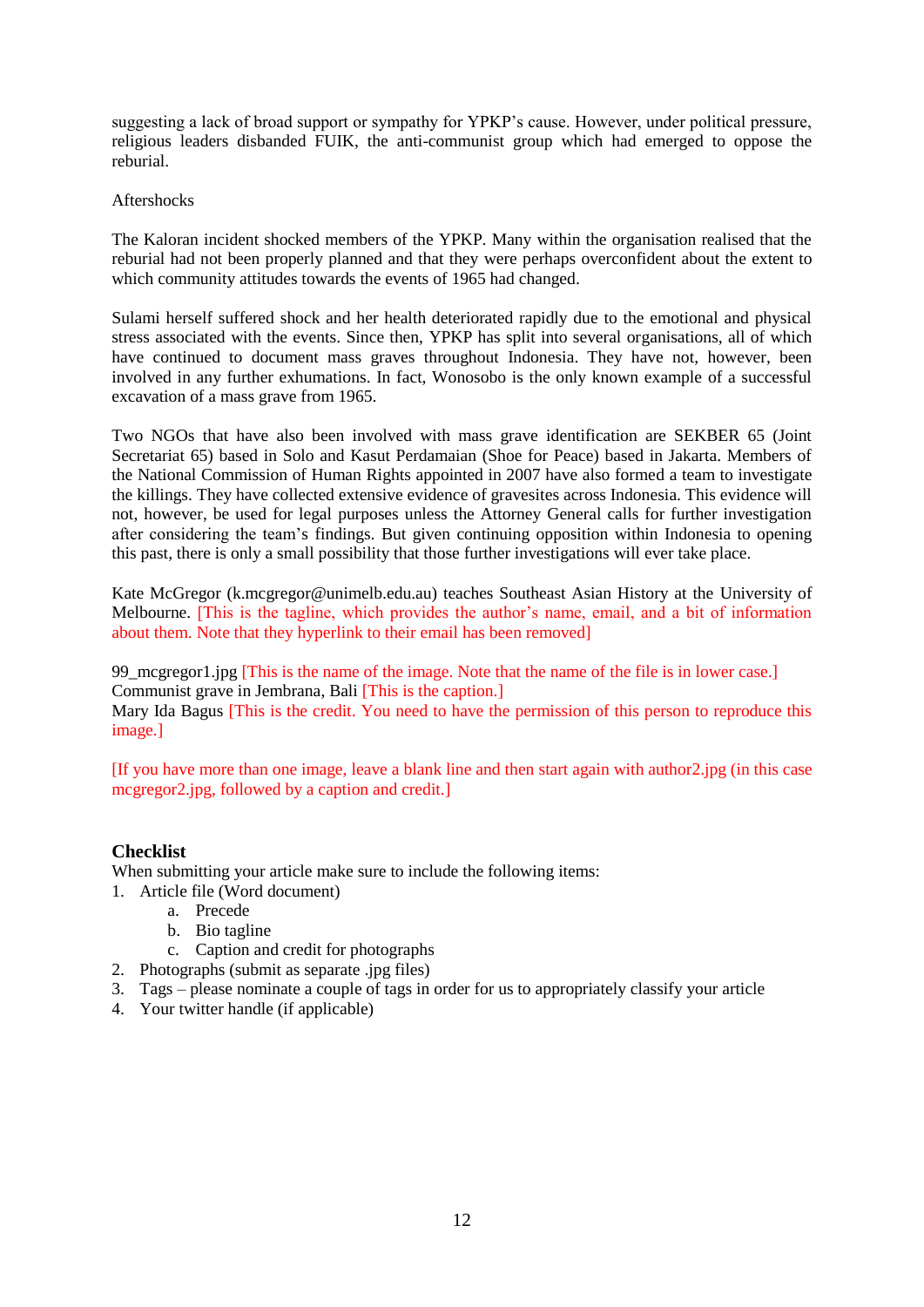suggesting a lack of broad support or sympathy for YPKP's cause. However, under political pressure, religious leaders disbanded FUIK, the anti-communist group which had emerged to oppose the reburial.

Aftershocks

The Kaloran incident shocked members of the YPKP. Many within the organisation realised that the reburial had not been properly planned and that they were perhaps overconfident about the extent to which community attitudes towards the events of 1965 had changed.

Sulami herself suffered shock and her health deteriorated rapidly due to the emotional and physical stress associated with the events. Since then, YPKP has split into several organisations, all of which have continued to document mass graves throughout Indonesia. They have not, however, been involved in any further exhumations. In fact, Wonosobo is the only known example of a successful excavation of a mass grave from 1965.

Two NGOs that have also been involved with mass grave identification are SEKBER 65 (Joint Secretariat 65) based in Solo and Kasut Perdamaian (Shoe for Peace) based in Jakarta. Members of the National Commission of Human Rights appointed in 2007 have also formed a team to investigate the killings. They have collected extensive evidence of gravesites across Indonesia. This evidence will not, however, be used for legal purposes unless the Attorney General calls for further investigation after considering the team's findings. But given continuing opposition within Indonesia to opening this past, there is only a small possibility that those further investigations will ever take place.

Kate McGregor (k.mcgregor@unimelb.edu.au) teaches Southeast Asian History at the University of Melbourne. [This is the tagline, which provides the author's name, email, and a bit of information about them. Note that they hyperlink to their email has been removed]

99_mcgregor1.jpg [This is the name of the image. Note that the name of the file is in lower case.]
Communist grave in Jembrana, Bali [This is the caption.]
Mary Ida Bagus [This is the credit. You need to have the permission of this person to reproduce this image.]

[If you have more than one image, leave a blank line and then start again with author2.jpg (in this case mcgregor2.jpg, followed by a caption and credit.]

**Checklist**
When submitting your article make sure to include the following items:

1. Article file (Word document)
   a. Precede
   b. Bio tagline
   c. Caption and credit for photographs
2. Photographs (submit as separate .jpg files)
3. Tags – please nominate a couple of tags in order for us to appropriately classify your article
4. Your twitter handle (if applicable)